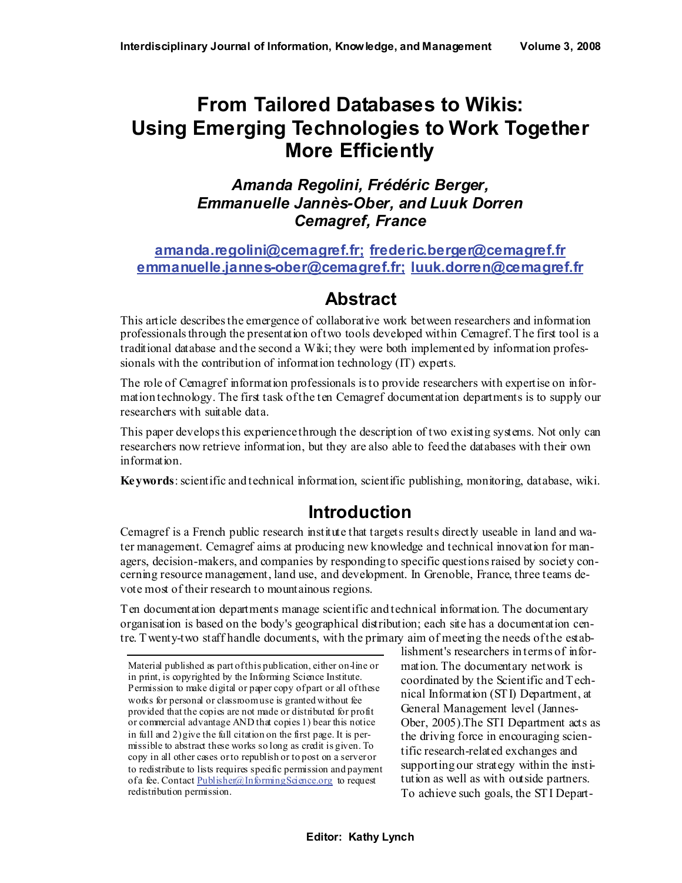# From Tailored Databases to Wikis: Using Emerging Technologies to Work Together More Efficiently

***Amanda Regolini, Frédéric Berger, Emmanuelle Jannès-Ober, and Luuk Dorren***
***Cemagref, France***

**amanda.regolini@cemagref.fr; frederic.berger@cemagref.fr**
**emmanuelle.jannes-ober@cemagref.fr; luuk.dorren@cemagref.fr**

## Abstract

This article describes the emergence of collaborative work between researchers and information professionals through the presentation of two tools developed within Cemagref. The first tool is a traditional database and the second a Wiki; they were both implemented by information professionals with the contribution of information technology (IT) experts.

The role of Cemagref information professionals is to provide researchers with expertise on information technology. The first task of the ten Cemagref documentation departments is to supply our researchers with suitable data.

This paper develops this experience through the description of two existing systems. Not only can researchers now retrieve information, but they are also able to feed the databases with their own information.

**Keywords**: scientific and technical information, scientific publishing, monitoring, database, wiki.

## Introduction

Cemagref is a French public research institute that targets results directly useable in land and water management. Cemagref aims at producing new knowledge and technical innovation for managers, decision-makers, and companies by responding to specific questions raised by society concerning resource management, land use, and development. In Grenoble, France, three teams devote most of their research to mountainous regions.

Ten documentation departments manage scientific and technical information. The documentary organisation is based on the body's geographical distribution; each site has a documentation centre. Twenty-two staff handle documents, with the primary aim of meeting the needs of the establishment's researchers in terms of information. The documentary network is coordinated by the Scientific and Technical Information (STI) Department, at General Management level (Jannes-Ober, 2005).The STI Department acts as the driving force in encouraging scientific research-related exchanges and supporting our strategy within the institution as well as with outside partners. To achieve such goals, the STI Depart-

Material published as part of this publication, either on-line or in print, is copyrighted by the Informing Science Institute. Permission to make digital or paper copy of part or all of these works for personal or classroom use is granted without fee provided that the copies are not made or distributed for profit or commercial advantage AND that copies 1) bear this notice in full and 2) give the full citation on the first page. It is permissible to abstract these works so long as credit is given. To copy in all other cases or to republish or to post on a server or to redistribute to lists requires specific permission and payment of a fee. Contact Publisher@InformingScience.org to request redistribution permission.

Editor: Kathy Lynch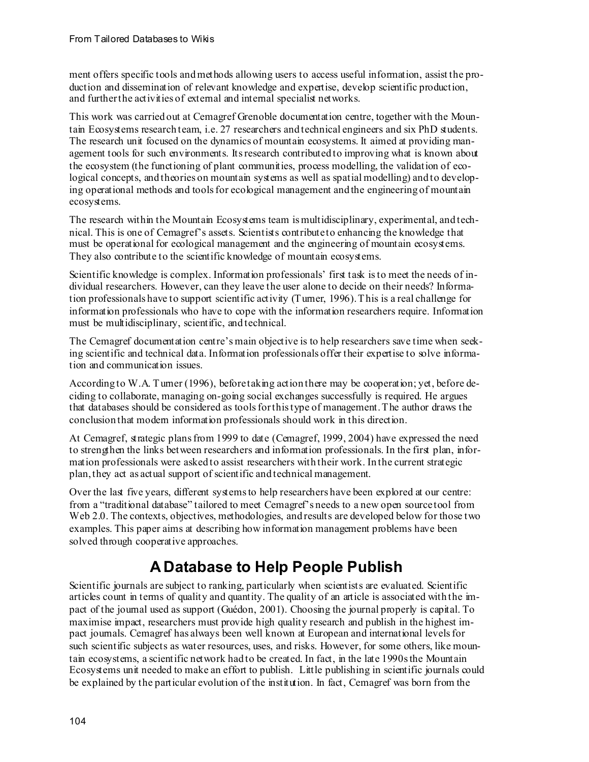ment offers specific tools and methods allowing users to access useful information, assist the production and dissemination of relevant knowledge and expertise, develop scientific production, and further the activities of external and internal specialist networks.

This work was carried out at Cemagref Grenoble documentation centre, together with the Mountain Ecosystems research team, i.e. 27 researchers and technical engineers and six PhD students. The research unit focused on the dynamics of mountain ecosystems. It aimed at providing management tools for such environments. Its research contributed to improving what is known about the ecosystem (the functioning of plant communities, process modelling, the validation of ecological concepts, and theories on mountain systems as well as spatial modelling) and to developing operational methods and tools for ecological management and the engineering of mountain ecosystems.

The research within the Mountain Ecosystems team is multidisciplinary, experimental, and technical. This is one of Cemagref's assets. Scientists contribute to enhancing the knowledge that must be operational for ecological management and the engineering of mountain ecosystems. They also contribute to the scientific knowledge of mountain ecosystems.

Scientific knowledge is complex. Information professionals' first task is to meet the needs of individual researchers. However, can they leave the user alone to decide on their needs? Information professionals have to support scientific activity (Turner, 1996). This is a real challenge for information professionals who have to cope with the information researchers require. Information must be multidisciplinary, scientific, and technical.

The Cemagref documentation centre's main objective is to help researchers save time when seeking scientific and technical data. Information professionals offer their expertise to solve information and communication issues.

According to W.A. Turner (1996), before taking action there may be cooperation; yet, before deciding to collaborate, managing on-going social exchanges successfully is required. He argues that databases should be considered as tools for this type of management. The author draws the conclusion that modern information professionals should work in this direction.

At Cemagref, strategic plans from 1999 to date (Cemagref, 1999, 2004) have expressed the need to strengthen the links between researchers and information professionals. In the first plan, information professionals were asked to assist researchers with their work. In the current strategic plan, they act as actual support of scientific and technical management.

Over the last five years, different systems to help researchers have been explored at our centre: from a "traditional database" tailored to meet Cemagref's needs to a new open source tool from Web 2.0. The contexts, objectives, methodologies, and results are developed below for those two examples. This paper aims at describing how information management problems have been solved through cooperative approaches.

## A Database to Help People Publish

Scientific journals are subject to ranking, particularly when scientists are evaluated. Scientific articles count in terms of quality and quantity. The quality of an article is associated with the impact of the journal used as support (Guédon, 2001). Choosing the journal properly is capital. To maximise impact, researchers must provide high quality research and publish in the highest impact journals. Cemagref has always been well known at European and international levels for such scientific subjects as water resources, uses, and risks. However, for some others, like mountain ecosystems, a scientific network had to be created. In fact, in the late 1990s the Mountain Ecosystems unit needed to make an effort to publish. Little publishing in scientific journals could be explained by the particular evolution of the institution. In fact, Cemagref was born from the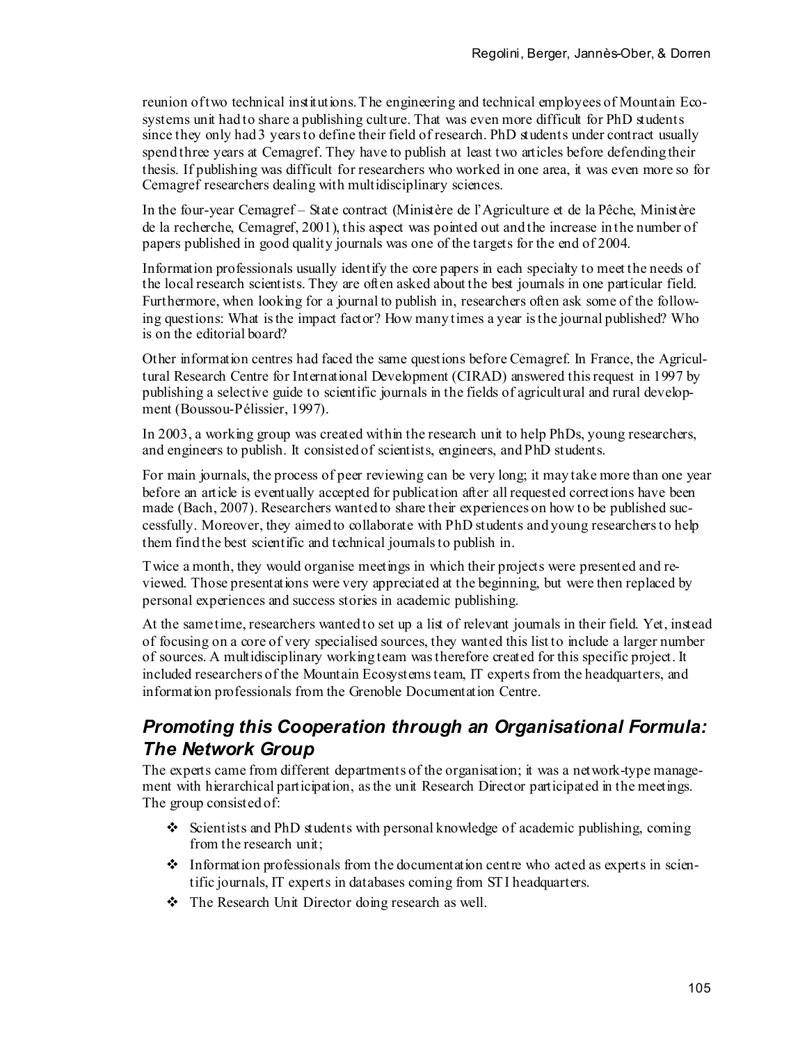reunion of two technical institutions. The engineering and technical employees of Mountain Ecosystems unit had to share a publishing culture. That was even more difficult for PhD students since they only had 3 years to define their field of research. PhD students under contract usually spend three years at Cemagref. They have to publish at least two articles before defending their thesis. If publishing was difficult for researchers who worked in one area, it was even more so for Cemagref researchers dealing with multidisciplinary sciences.

In the four-year Cemagref – State contract (Ministère de l'Agriculture et de la Pêche, Ministère de la recherche, Cemagref, 2001), this aspect was pointed out and the increase in the number of papers published in good quality journals was one of the targets for the end of 2004.

Information professionals usually identify the core papers in each specialty to meet the needs of the local research scientists. They are often asked about the best journals in one particular field. Furthermore, when looking for a journal to publish in, researchers often ask some of the following questions: What is the impact factor? How many times a year is the journal published? Who is on the editorial board?

Other information centres had faced the same questions before Cemagref. In France, the Agricultural Research Centre for International Development (CIRAD) answered this request in 1997 by publishing a selective guide to scientific journals in the fields of agricultural and rural development (Boussou-Pélissier, 1997).

In 2003, a working group was created within the research unit to help PhDs, young researchers, and engineers to publish. It consisted of scientists, engineers, and PhD students.

For main journals, the process of peer reviewing can be very long; it may take more than one year before an article is eventually accepted for publication after all requested corrections have been made (Bach, 2007). Researchers wanted to share their experiences on how to be published successfully. Moreover, they aimed to collaborate with PhD students and young researchers to help them find the best scientific and technical journals to publish in.

Twice a month, they would organise meetings in which their projects were presented and reviewed. Those presentations were very appreciated at the beginning, but were then replaced by personal experiences and success stories in academic publishing.

At the same time, researchers wanted to set up a list of relevant journals in their field. Yet, instead of focusing on a core of very specialised sources, they wanted this list to include a larger number of sources. A multidisciplinary working team was therefore created for this specific project. It included researchers of the Mountain Ecosystems team, IT experts from the headquarters, and information professionals from the Grenoble Documentation Centre.

## *Promoting this Cooperation through an Organisational Formula: The Network Group*

The experts came from different departments of the organisation; it was a network-type management with hierarchical participation, as the unit Research Director participated in the meetings. The group consisted of:

- Scientists and PhD students with personal knowledge of academic publishing, coming from the research unit;
- Information professionals from the documentation centre who acted as experts in scientific journals, IT experts in databases coming from STI headquarters.
- The Research Unit Director doing research as well.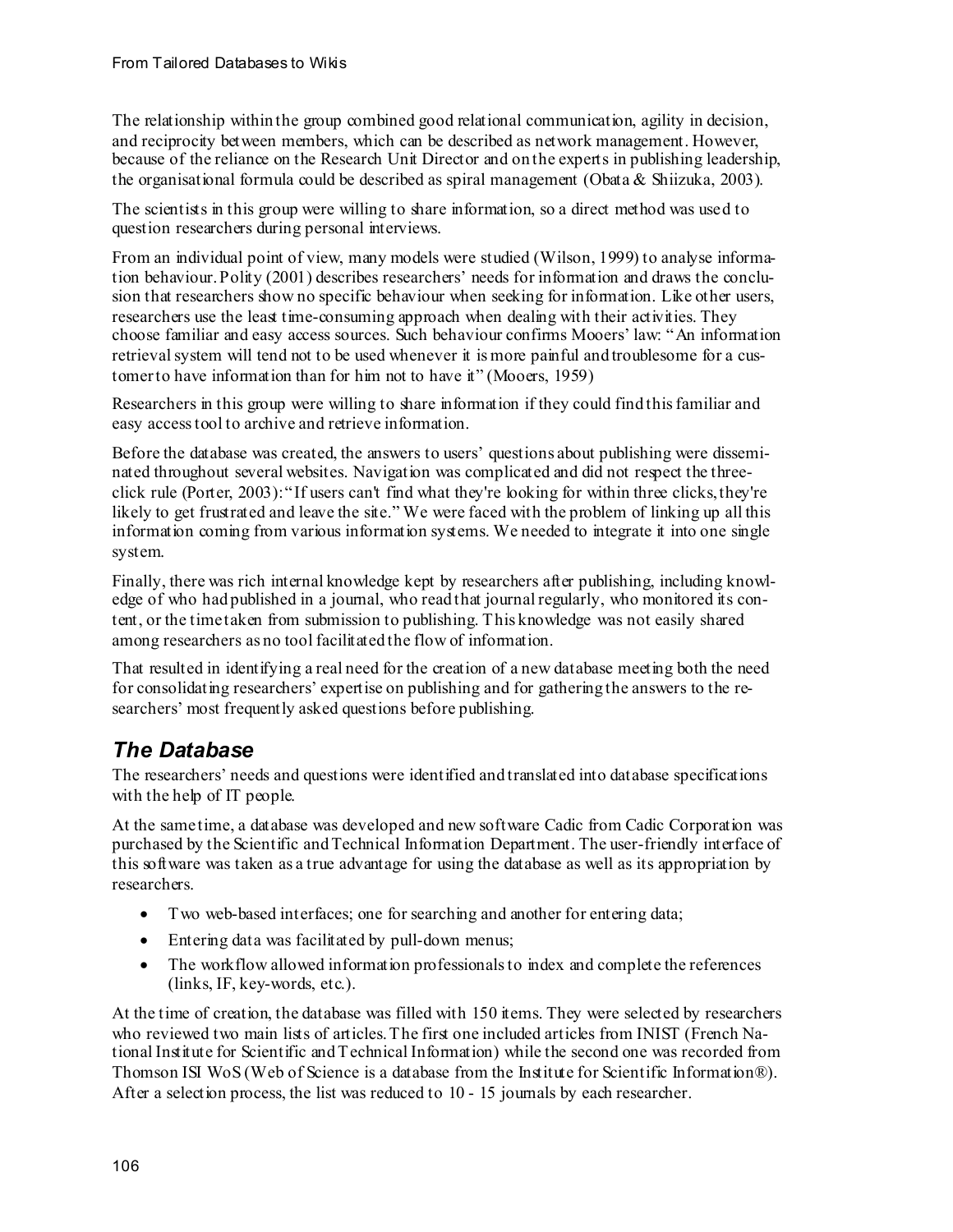The relationship within the group combined good relational communication, agility in decision, and reciprocity between members, which can be described as network management. However, because of the reliance on the Research Unit Director and on the experts in publishing leadership, the organisational formula could be described as spiral management (Obata & Shiizuka, 2003).

The scientists in this group were willing to share information, so a direct method was used to question researchers during personal interviews.

From an individual point of view, many models were studied (Wilson, 1999) to analyse information behaviour. Polity (2001) describes researchers' needs for information and draws the conclusion that researchers show no specific behaviour when seeking for information. Like other users, researchers use the least time-consuming approach when dealing with their activities. They choose familiar and easy access sources. Such behaviour confirms Mooers' law: "An information retrieval system will tend not to be used whenever it is more painful and troublesome for a customer to have information than for him not to have it" (Mooers, 1959)

Researchers in this group were willing to share information if they could find this familiar and easy access tool to archive and retrieve information.

Before the database was created, the answers to users' questions about publishing were disseminated throughout several websites. Navigation was complicated and did not respect the three-click rule (Porter, 2003): "If users can't find what they're looking for within three clicks, they're likely to get frustrated and leave the site." We were faced with the problem of linking up all this information coming from various information systems. We needed to integrate it into one single system.

Finally, there was rich internal knowledge kept by researchers after publishing, including knowledge of who had published in a journal, who read that journal regularly, who monitored its content, or the time taken from submission to publishing. This knowledge was not easily shared among researchers as no tool facilitated the flow of information.

That resulted in identifying a real need for the creation of a new database meeting both the need for consolidating researchers' expertise on publishing and for gathering the answers to the researchers' most frequently asked questions before publishing.

## *The Database*

The researchers' needs and questions were identified and translated into database specifications with the help of IT people.

At the same time, a database was developed and new software Cadic from Cadic Corporation was purchased by the Scientific and Technical Information Department. The user-friendly interface of this software was taken as a true advantage for using the database as well as its appropriation by researchers.

- Two web-based interfaces; one for searching and another for entering data;
- Entering data was facilitated by pull-down menus;
- The workflow allowed information professionals to index and complete the references (links, IF, key-words, etc.).

At the time of creation, the database was filled with 150 items. They were selected by researchers who reviewed two main lists of articles. The first one included articles from INIST (French National Institute for Scientific and Technical Information) while the second one was recorded from Thomson ISI WoS (Web of Science is a database from the Institute for Scientific Information®). After a selection process, the list was reduced to 10 - 15 journals by each researcher.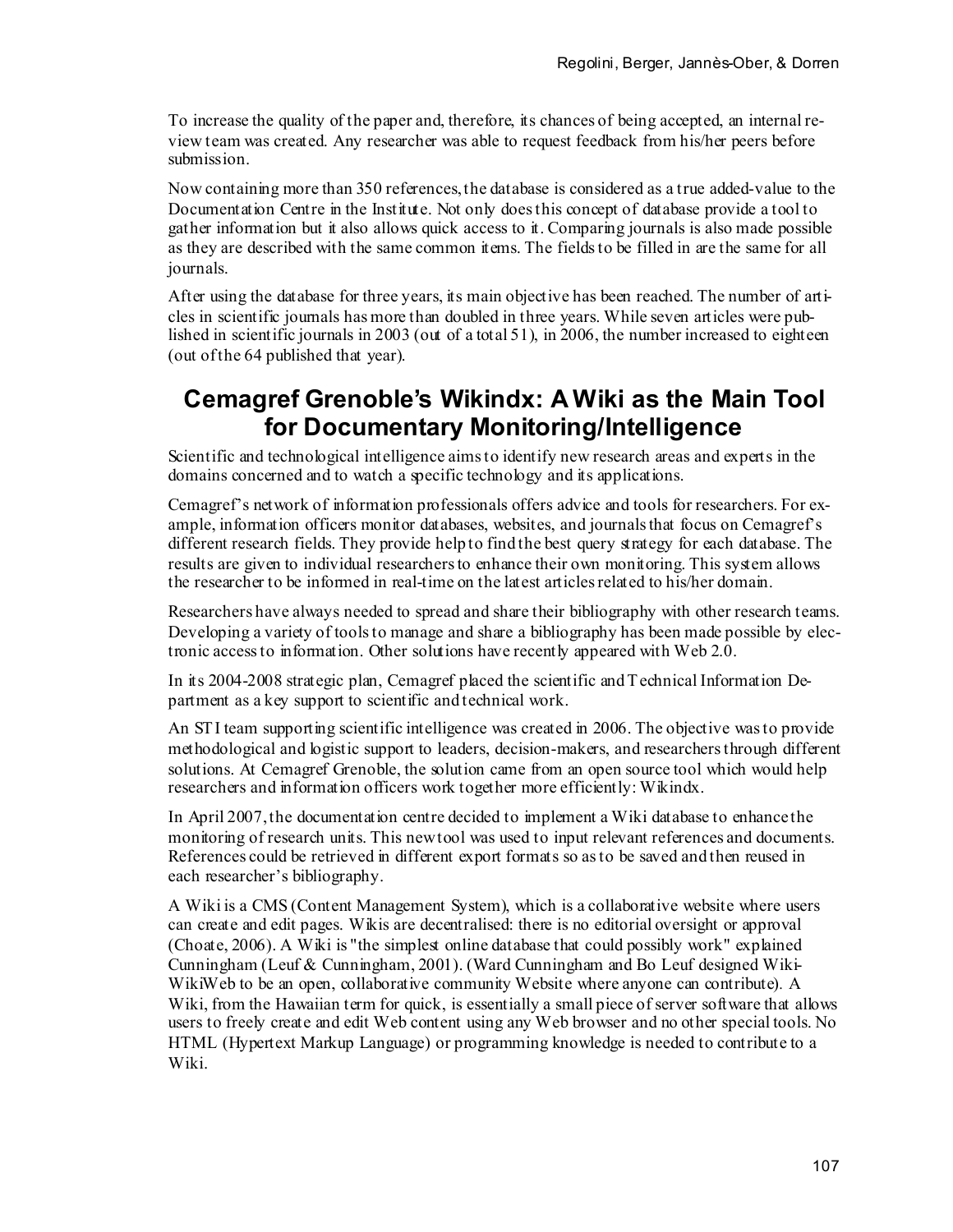To increase the quality of the paper and, therefore, its chances of being accepted, an internal review team was created. Any researcher was able to request feedback from his/her peers before submission.

Now containing more than 350 references, the database is considered as a true added-value to the Documentation Centre in the Institute. Not only does this concept of database provide a tool to gather information but it also allows quick access to it. Comparing journals is also made possible as they are described with the same common items. The fields to be filled in are the same for all journals.

After using the database for three years, its main objective has been reached. The number of articles in scientific journals has more than doubled in three years. While seven articles were published in scientific journals in 2003 (out of a total 51), in 2006, the number increased to eighteen (out of the 64 published that year).

## Cemagref Grenoble's Wikindx: A Wiki as the Main Tool for Documentary Monitoring/Intelligence

Scientific and technological intelligence aims to identify new research areas and experts in the domains concerned and to watch a specific technology and its applications.

Cemagref's network of information professionals offers advice and tools for researchers. For example, information officers monitor databases, websites, and journals that focus on Cemagref's different research fields. They provide help to find the best query strategy for each database. The results are given to individual researchers to enhance their own monitoring. This system allows the researcher to be informed in real-time on the latest articles related to his/her domain.

Researchers have always needed to spread and share their bibliography with other research teams. Developing a variety of tools to manage and share a bibliography has been made possible by electronic access to information. Other solutions have recently appeared with Web 2.0.

In its 2004-2008 strategic plan, Cemagref placed the scientific and Technical Information Department as a key support to scientific and technical work.

An STI team supporting scientific intelligence was created in 2006. The objective was to provide methodological and logistic support to leaders, decision-makers, and researchers through different solutions. At Cemagref Grenoble, the solution came from an open source tool which would help researchers and information officers work together more efficiently: Wikindx.

In April 2007, the documentation centre decided to implement a Wiki database to enhance the monitoring of research units. This new tool was used to input relevant references and documents. References could be retrieved in different export formats so as to be saved and then reused in each researcher's bibliography.

A Wiki is a CMS (Content Management System), which is a collaborative website where users can create and edit pages. Wikis are decentralised: there is no editorial oversight or approval (Choate, 2006). A Wiki is "the simplest online database that could possibly work" explained Cunningham (Leuf & Cunningham, 2001). (Ward Cunningham and Bo Leuf designed WikiWikiWeb to be an open, collaborative community Website where anyone can contribute). A Wiki, from the Hawaiian term for quick, is essentially a small piece of server software that allows users to freely create and edit Web content using any Web browser and no other special tools. No HTML (Hypertext Markup Language) or programming knowledge is needed to contribute to a Wiki.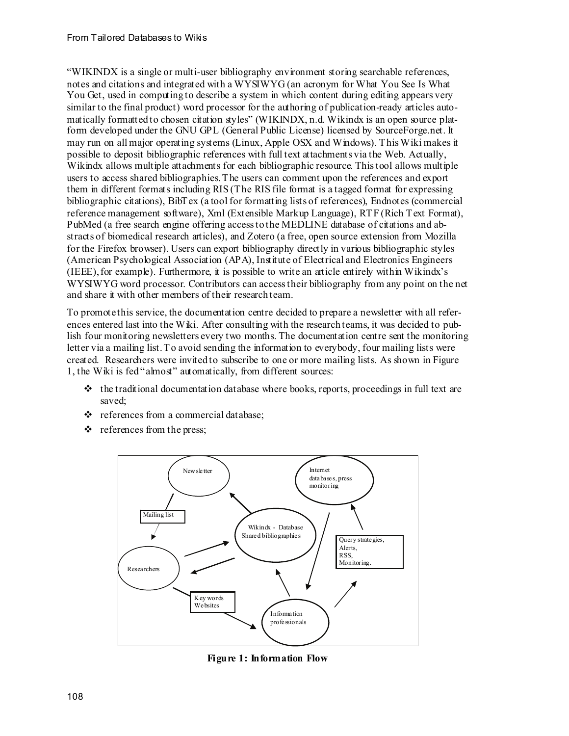"WIKINDX is a single or multi-user bibliography environment storing searchable references, notes and citations and integrated with a WYSIWYG (an acronym for What You See Is What You Get, used in computing to describe a system in which content during editing appears very similar to the final product) word processor for the authoring of publication-ready articles automatically formatted to chosen citation styles" (WIKINDX, n.d. Wikindx is an open source platform developed under the GNU GPL (General Public License) licensed by SourceForge.net. It may run on all major operating systems (Linux, Apple OSX and Windows). This Wiki makes it possible to deposit bibliographic references with full text attachments via the Web. Actually, Wikindx allows multiple attachments for each bibliographic resource. This tool allows multiple users to access shared bibliographies. The users can comment upon the references and export them in different formats including RIS (The RIS file format is a tagged format for expressing bibliographic citations), BibTex (a tool for formatting lists of references), Endnotes (commercial reference management software), Xml (Extensible Markup Language), RTF (Rich Text Format), PubMed (a free search engine offering access to the MEDLINE database of citations and abstracts of biomedical research articles), and Zotero (a free, open source extension from Mozilla for the Firefox browser). Users can export bibliography directly in various bibliographic styles (American Psychological Association (APA), Institute of Electrical and Electronics Engineers (IEEE), for example). Furthermore, it is possible to write an article entirely within Wikindx's WYSIWYG word processor. Contributors can access their bibliography from any point on the net and share it with other members of their research team.

To promote this service, the documentation centre decided to prepare a newsletter with all references entered last into the Wiki. After consulting with the research teams, it was decided to publish four monitoring newsletters every two months. The documentation centre sent the monitoring letter via a mailing list. To avoid sending the information to everybody, four mailing lists were created. Researchers were invited to subscribe to one or more mailing lists. As shown in Figure 1, the Wiki is fed "almost" automatically, from different sources:

- the traditional documentation database where books, reports, proceedings in full text are saved;
- references from a commercial database;
- references from the press;

**Figure 1: Information Flow**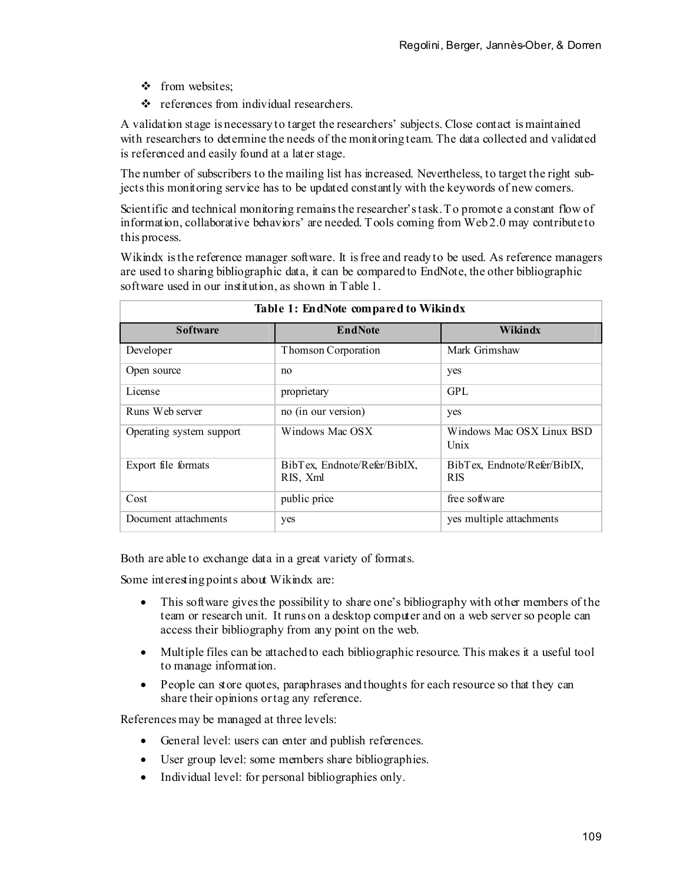- from websites;
- references from individual researchers.

A validation stage is necessary to target the researchers' subjects. Close contact is maintained with researchers to determine the needs of the monitoring team. The data collected and validated is referenced and easily found at a later stage.

The number of subscribers to the mailing list has increased. Nevertheless, to target the right subjects this monitoring service has to be updated constantly with the keywords of new comers.

Scientific and technical monitoring remains the researcher's task. To promote a constant flow of information, collaborative behaviors' are needed. Tools coming from Web 2.0 may contribute to this process.

Wikindx is the reference manager software. It is free and ready to be used. As reference managers are used to sharing bibliographic data, it can be compared to EndNote, the other bibliographic software used in our institution, as shown in Table 1.

**Table 1: EndNote compared to Wikindx**

| Software | EndNote | Wikindx |
|---|---|---|
| Developer | Thomson Corporation | Mark Grimshaw |
| Open source | no | yes |
| License | proprietary | GPL |
| Runs Web server | no (in our version) | yes |
| Operating system support | Windows Mac OSX | Windows Mac OSX Linux BSD Unix |
| Export file formats | BibTex, Endnote/Refer/BibIX, RIS, Xml | BibTex, Endnote/Refer/BibIX, RIS |
| Cost | public price | free software |
| Document attachments | yes | yes multiple attachments |

Both are able to exchange data in a great variety of formats.

Some interesting points about Wikindx are:

- This software gives the possibility to share one's bibliography with other members of the team or research unit. It runs on a desktop computer and on a web server so people can access their bibliography from any point on the web.
- Multiple files can be attached to each bibliographic resource. This makes it a useful tool to manage information.
- People can store quotes, paraphrases and thoughts for each resource so that they can share their opinions or tag any reference.

References may be managed at three levels:

- General level: users can enter and publish references.
- User group level: some members share bibliographies.
- Individual level: for personal bibliographies only.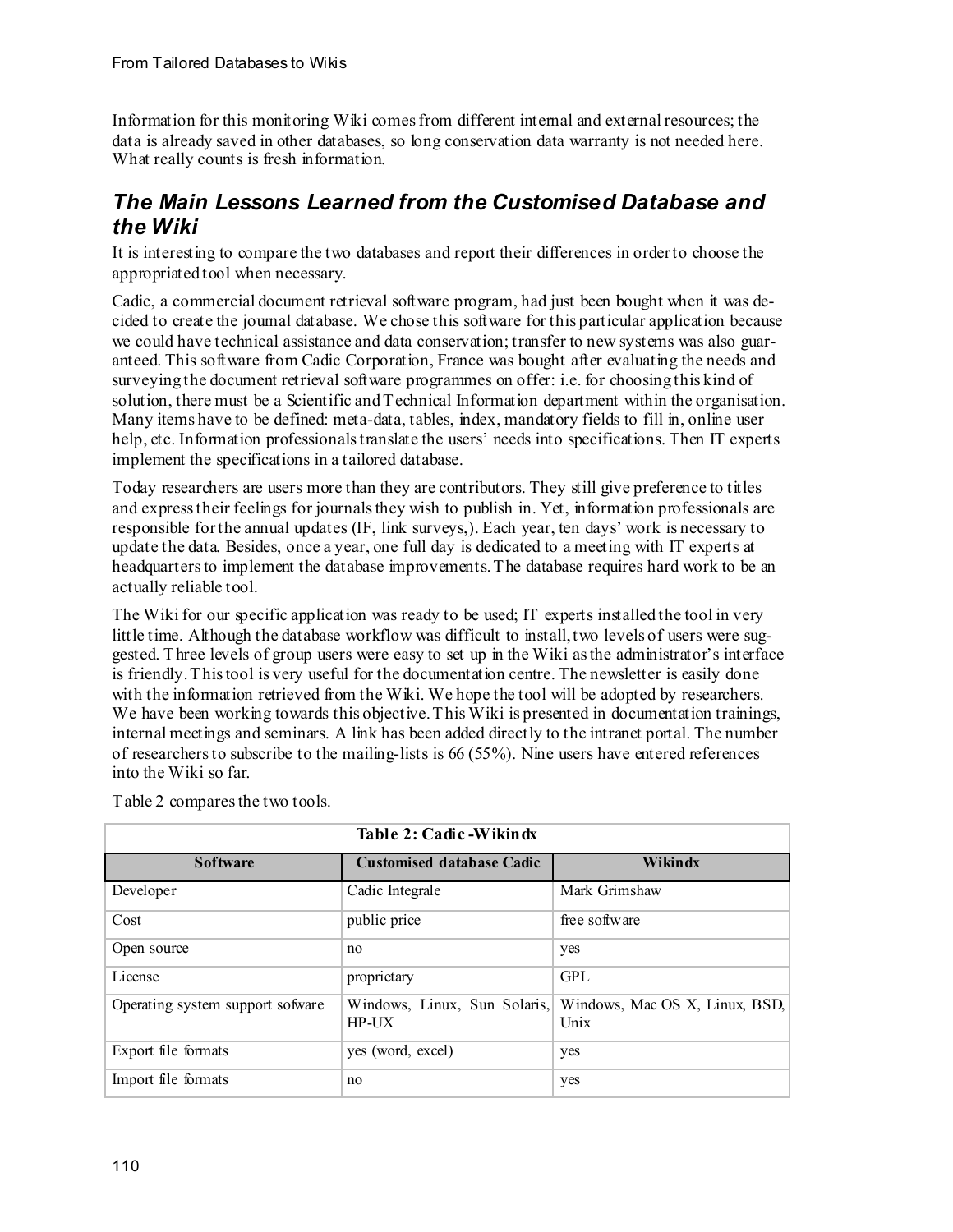Information for this monitoring Wiki comes from different internal and external resources; the data is already saved in other databases, so long conservation data warranty is not needed here. What really counts is fresh information.

## *The Main Lessons Learned from the Customised Database and the Wiki*

It is interesting to compare the two databases and report their differences in order to choose the appropriated tool when necessary.

Cadic, a commercial document retrieval software program, had just been bought when it was decided to create the journal database. We chose this software for this particular application because we could have technical assistance and data conservation; transfer to new systems was also guaranteed. This software from Cadic Corporation, France was bought after evaluating the needs and surveying the document retrieval software programmes on offer: i.e. for choosing this kind of solution, there must be a Scientific and Technical Information department within the organisation. Many items have to be defined: meta-data, tables, index, mandatory fields to fill in, online user help, etc. Information professionals translate the users' needs into specifications. Then IT experts implement the specifications in a tailored database.

Today researchers are users more than they are contributors. They still give preference to titles and express their feelings for journals they wish to publish in. Yet, information professionals are responsible for the annual updates (IF, link surveys,). Each year, ten days' work is necessary to update the data. Besides, once a year, one full day is dedicated to a meeting with IT experts at headquarters to implement the database improvements. The database requires hard work to be an actually reliable tool.

The Wiki for our specific application was ready to be used; IT experts installed the tool in very little time. Although the database workflow was difficult to install, two levels of users were suggested. Three levels of group users were easy to set up in the Wiki as the administrator's interface is friendly. This tool is very useful for the documentation centre. The newsletter is easily done with the information retrieved from the Wiki. We hope the tool will be adopted by researchers. We have been working towards this objective. This Wiki is presented in documentation trainings, internal meetings and seminars. A link has been added directly to the intranet portal. The number of researchers to subscribe to the mailing-lists is 66 (55%). Nine users have entered references into the Wiki so far.

Table 2 compares the two tools.

| Table 2: Cadic -Wikindx | | |
|---|---|---|
| **Software** | **Customised database Cadic** | **Wikindx** |
| Developer | Cadic Integrale | Mark Grimshaw |
| Cost | public price | free software |
| Open source | no | yes |
| License | proprietary | GPL |
| Operating system support sofware | Windows, Linux, Sun Solaris, HP-UX | Windows, Mac OS X, Linux, BSD, Unix |
| Export file formats | yes (word, excel) | yes |
| Import file formats | no | yes |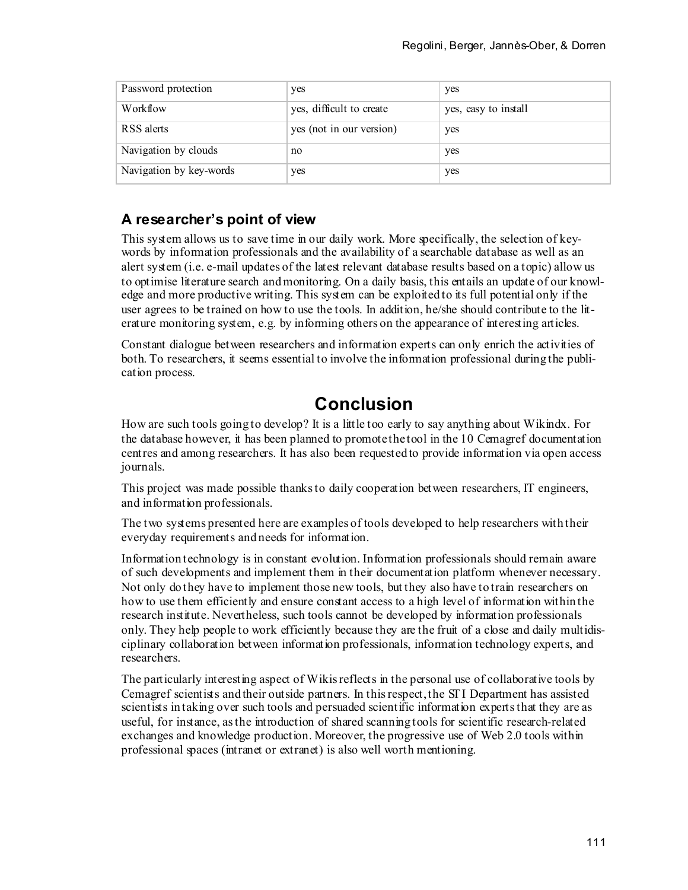| Password protection | yes | yes |
|---|---|---|
| Workflow | yes, difficult to create | yes, easy to install |
| RSS alerts | yes (not in our version) | yes |
| Navigation by clouds | no | yes |
| Navigation by key-words | yes | yes |

### A researcher's point of view

This system allows us to save time in our daily work. More specifically, the selection of key-words by information professionals and the availability of a searchable database as well as an alert system (i.e. e-mail updates of the latest relevant database results based on a topic) allow us to optimise literature search and monitoring. On a daily basis, this entails an update of our knowledge and more productive writing. This system can be exploited to its full potential only if the user agrees to be trained on how to use the tools. In addition, he/she should contribute to the literature monitoring system, e.g. by informing others on the appearance of interesting articles.

Constant dialogue between researchers and information experts can only enrich the activities of both. To researchers, it seems essential to involve the information professional during the publication process.

## Conclusion

How are such tools going to develop? It is a little too early to say anything about Wikindx. For the database however, it has been planned to promote the tool in the 10 Cemagref documentation centres and among researchers. It has also been requested to provide information via open access journals.

This project was made possible thanks to daily cooperation between researchers, IT engineers, and information professionals.

The two systems presented here are examples of tools developed to help researchers with their everyday requirements and needs for information.

Information technology is in constant evolution. Information professionals should remain aware of such developments and implement them in their documentation platform whenever necessary. Not only do they have to implement those new tools, but they also have to train researchers on how to use them efficiently and ensure constant access to a high level of information within the research institute. Nevertheless, such tools cannot be developed by information professionals only. They help people to work efficiently because they are the fruit of a close and daily multidisciplinary collaboration between information professionals, information technology experts, and researchers.

The particularly interesting aspect of Wikis reflects in the personal use of collaborative tools by Cemagref scientists and their outside partners. In this respect, the STI Department has assisted scientists in taking over such tools and persuaded scientific information experts that they are as useful, for instance, as the introduction of shared scanning tools for scientific research-related exchanges and knowledge production. Moreover, the progressive use of Web 2.0 tools within professional spaces (intranet or extranet) is also well worth mentioning.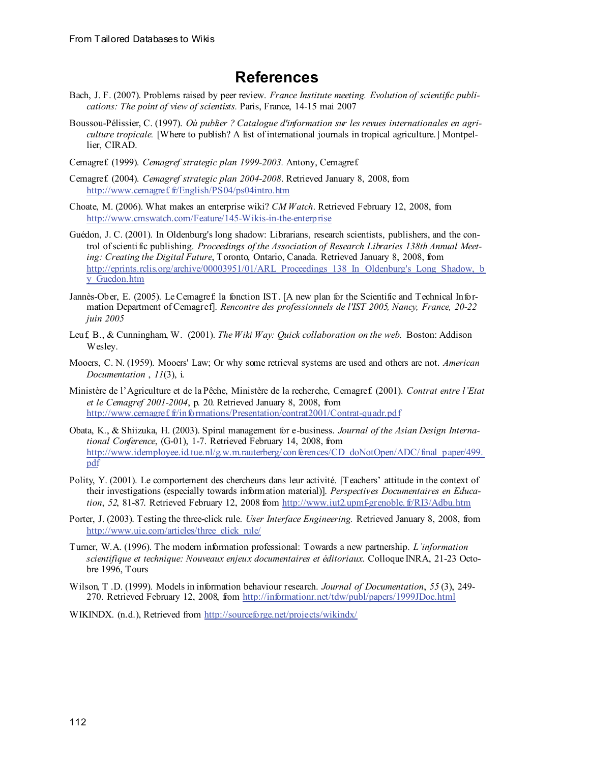# References

Bach, J. F. (2007). Problems raised by peer review. *France Institute meeting. Evolution of scientific publications: The point of view of scientists.* Paris, France, 14-15 mai 2007

Boussou-Pélissier, C. (1997). *Où publier ? Catalogue d'information sur les revues internationales en agriculture tropicale.* [Where to publish? A list of international journals in tropical agriculture.] Montpellier, CIRAD.

Cemagref. (1999). *Cemagref strategic plan 1999-2003.* Antony, Cemagref.

Cemagref. (2004). *Cemagref strategic plan 2004-2008*. Retrieved January 8, 2008, from http://www.cemagref.fr/English/PS04/ps04intro.htm

Choate, M. (2006). What makes an enterprise wiki? *CM Watch*. Retrieved February 12, 2008, from http://www.cmswatch.com/Feature/145-Wikis-in-the-enterprise

Guédon, J. C. (2001). In Oldenburg's long shadow: Librarians, research scientists, publishers, and the control of scientific publishing. *Proceedings of the Association of Research Libraries 138th Annual Meeting: Creating the Digital Future*, Toronto, Ontario, Canada. Retrieved January 8, 2008, from http://eprints.rclis.org/archive/00003951/01/ARL_Proceedings_138_In_Oldenburg's_Long_Shadow,_by_Guedon.htm

Jannès-Ober, E. (2005). Le Cemagref: la fonction IST. [A new plan for the Scientific and Technical Information Department of Cemagref]. *Rencontre des professionnels de l'IST 2005, Nancy, France, 20-22 juin 2005*

Leuf, B., & Cunningham, W. (2001). *The Wiki Way: Quick collaboration on the web.* Boston: Addison Wesley.

Mooers, C. N. (1959). Mooers' Law; Or why some retrieval systems are used and others are not. *American Documentation* , *11*(3), i.

Ministère de l'Agriculture et de la Pêche, Ministère de la recherche, Cemagref. (2001). *Contrat entre l'Etat et le Cemagref 2001-2004*, p. 20. Retrieved January 8, 2008, from http://www.cemagref.fr/informations/Presentation/contrat2001/Contrat-quadr.pdf

Obata, K., & Shiizuka, H. (2003). Spiral management for e-business. *Journal of the Asian Design International Conference*, (G-01), 1-7. Retrieved February 14, 2008, from http://www.idemployee.id.tue.nl/g.w.m.rauterberg/conferences/CD_doNotOpen/ADC/final_paper/499.pdf

Polity, Y. (2001). Le comportement des chercheurs dans leur activité. [Teachers' attitude in the context of their investigations (especially towards information material)]. *Perspectives Documentaires en Education*, *52*, 81-87. Retrieved February 12, 2008 from http://www.iut2.upmf-grenoble.fr/RI3/Adbu.htm

Porter, J. (2003). Testing the three-click rule. *User Interface Engineering.* Retrieved January 8, 2008, from http://www.uie.com/articles/three_click_rule/

Turner, W.A. (1996). The modern information professional: Towards a new partnership. *L'information scientifique et technique: Nouveaux enjeux documentaires et éditoriaux.* Colloque INRA, 21-23 Octobre 1996, Tours

Wilson, T .D. (1999). Models in information behaviour research. *Journal of Documentation*, *55* (3), 249-270. Retrieved February 12, 2008, from http://informationr.net/tdw/publ/papers/1999JDoc.html

WIKINDX. (n.d.), Retrieved from http://sourceforge.net/projects/wikindx/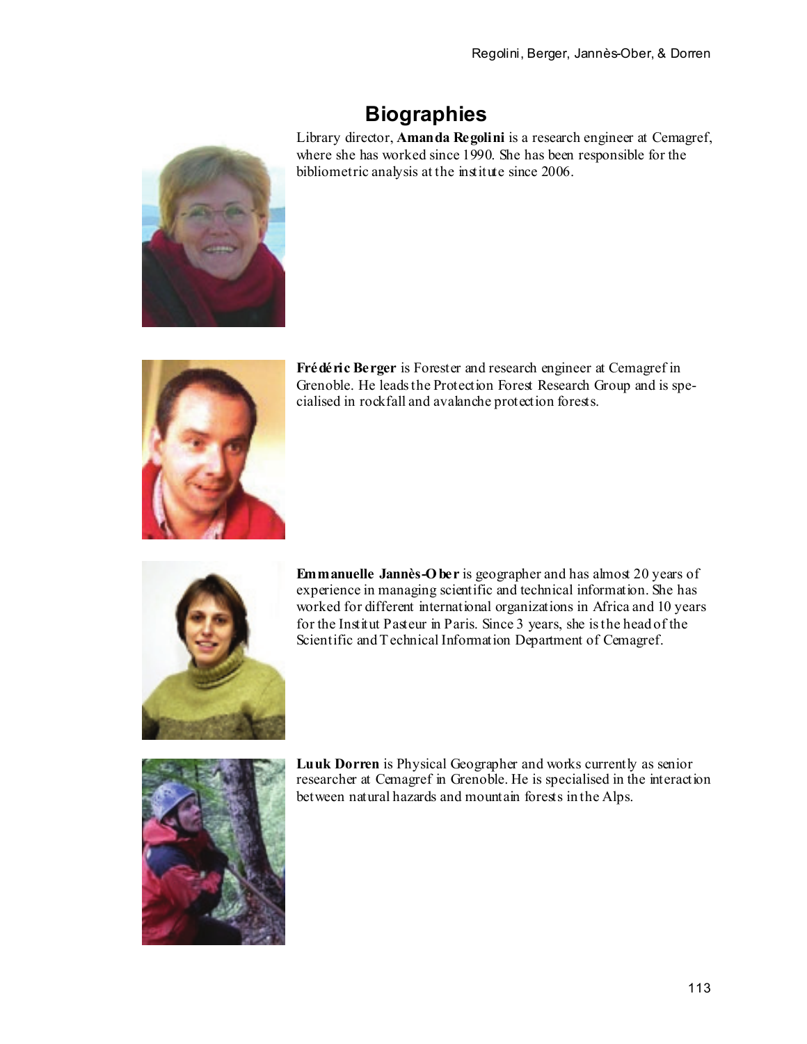# Biographies

Library director, **Amanda Regolini** is a research engineer at Cemagref, where she has worked since 1990. She has been responsible for the bibliometric analysis at the institute since 2006.

**Frédéric Berger** is Forester and research engineer at Cemagref in Grenoble. He leads the Protection Forest Research Group and is specialised in rockfall and avalanche protection forests.

**Emmanuelle Jannès-Ober** is geographer and has almost 20 years of experience in managing scientific and technical information. She has worked for different international organizations in Africa and 10 years for the Institut Pasteur in Paris. Since 3 years, she is the head of the Scientific and Technical Information Department of Cemagref.

**Luuk Dorren** is Physical Geographer and works currently as senior researcher at Cemagref in Grenoble. He is specialised in the interaction between natural hazards and mountain forests in the Alps.